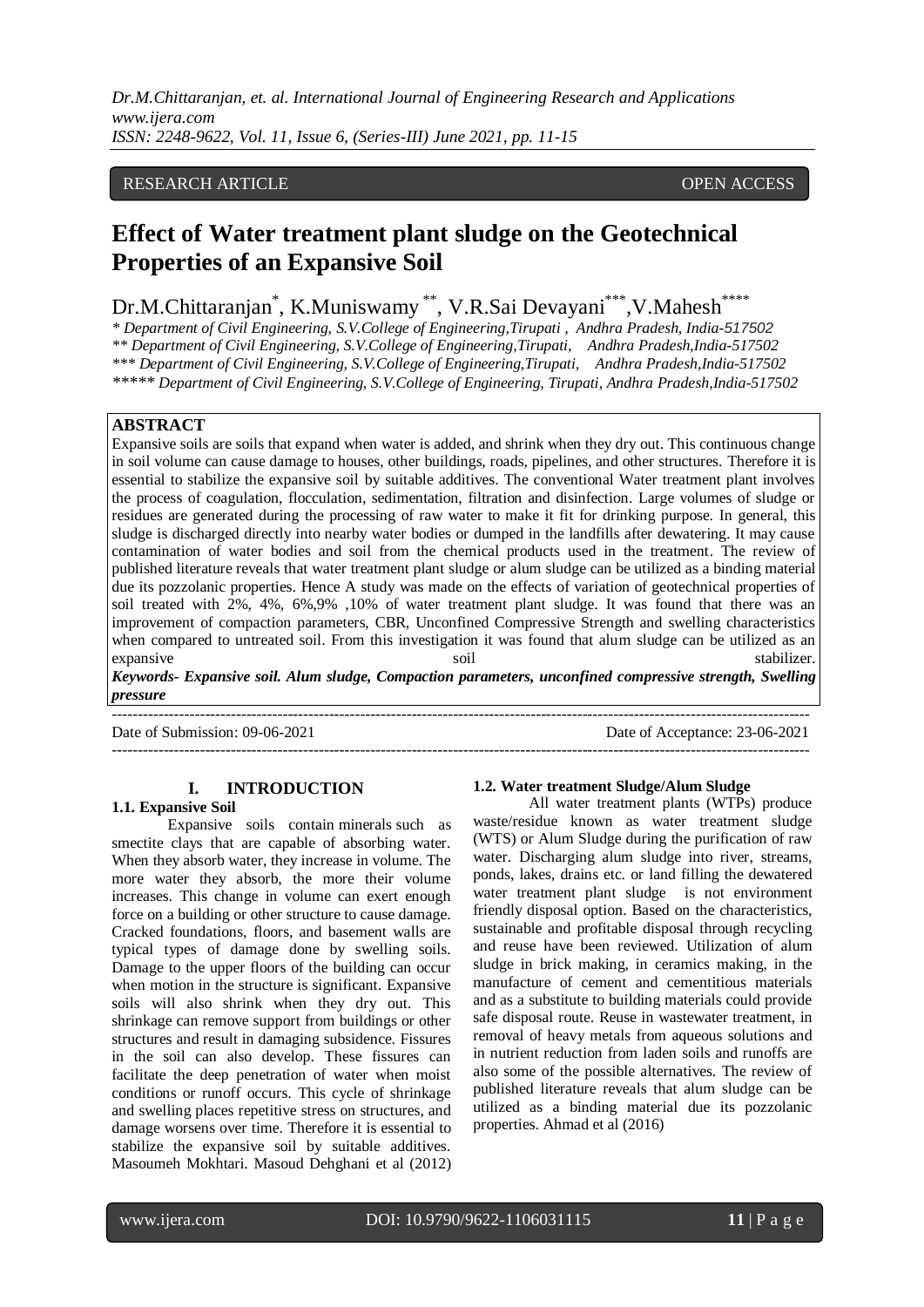RESEARCH ARTICLE OPEN ACCESS

# Effect of Water treatment plant sludge on the Geotechnical Properties of an Expansive Soil

Dr.M.Chittaranjan*, K.Muniswamy **, V.R.Sai Devayani***, V.Mahesh****

\* Department of Civil Engineering, S.V.College of Engineering,Tirupati , Andhra Pradesh, India-517502
\*\* Department of Civil Engineering, S.V.College of Engineering,Tirupati, Andhra Pradesh,India-517502
\*\*\* Department of Civil Engineering, S.V.College of Engineering,Tirupati, Andhra Pradesh,India-517502
\*\*\*\*\* Department of Civil Engineering, S.V.College of Engineering, Tirupati, Andhra Pradesh,India-517502

## ABSTRACT

Expansive soils are soils that expand when water is added, and shrink when they dry out. This continuous change in soil volume can cause damage to houses, other buildings, roads, pipelines, and other structures. Therefore it is essential to stabilize the expansive soil by suitable additives. The conventional Water treatment plant involves the process of coagulation, flocculation, sedimentation, filtration and disinfection. Large volumes of sludge or residues are generated during the processing of raw water to make it fit for drinking purpose. In general, this sludge is discharged directly into nearby water bodies or dumped in the landfills after dewatering. It may cause contamination of water bodies and soil from the chemical products used in the treatment. The review of published literature reveals that water treatment plant sludge or alum sludge can be utilized as a binding material due its pozzolanic properties. Hence A study was made on the effects of variation of geotechnical properties of soil treated with 2%, 4%, 6%,9% ,10% of water treatment plant sludge. It was found that there was an improvement of compaction parameters, CBR, Unconfined Compressive Strength and swelling characteristics when compared to untreated soil. From this investigation it was found that alum sludge can be utilized as an expansive soil stabilizer.

***Keywords- Expansive soil. Alum sludge, Compaction parameters, unconfined compressive strength, Swelling pressure***

---

Date of Submission: 09-06-2021 Date of Acceptance: 23-06-2021

---

## I. INTRODUCTION

### 1.1. Expansive Soil

Expansive soils contain minerals such as smectite clays that are capable of absorbing water. When they absorb water, they increase in volume. The more water they absorb, the more their volume increases. This change in volume can exert enough force on a building or other structure to cause damage. Cracked foundations, floors, and basement walls are typical types of damage done by swelling soils. Damage to the upper floors of the building can occur when motion in the structure is significant. Expansive soils will also shrink when they dry out. This shrinkage can remove support from buildings or other structures and result in damaging subsidence. Fissures in the soil can also develop. These fissures can facilitate the deep penetration of water when moist conditions or runoff occurs. This cycle of shrinkage and swelling places repetitive stress on structures, and damage worsens over time. Therefore it is essential to stabilize the expansive soil by suitable additives. Masoumeh Mokhtari. Masoud Dehghani et al (2012)

### 1.2. Water treatment Sludge/Alum Sludge

All water treatment plants (WTPs) produce waste/residue known as water treatment sludge (WTS) or Alum Sludge during the purification of raw water. Discharging alum sludge into river, streams, ponds, lakes, drains etc. or land filling the dewatered water treatment plant sludge is not environment friendly disposal option. Based on the characteristics, sustainable and profitable disposal through recycling and reuse have been reviewed. Utilization of alum sludge in brick making, in ceramics making, in the manufacture of cement and cementitious materials and as a substitute to building materials could provide safe disposal route. Reuse in wastewater treatment, in removal of heavy metals from aqueous solutions and in nutrient reduction from laden soils and runoffs are also some of the possible alternatives. The review of published literature reveals that alum sludge can be utilized as a binding material due its pozzolanic properties. Ahmad et al (2016)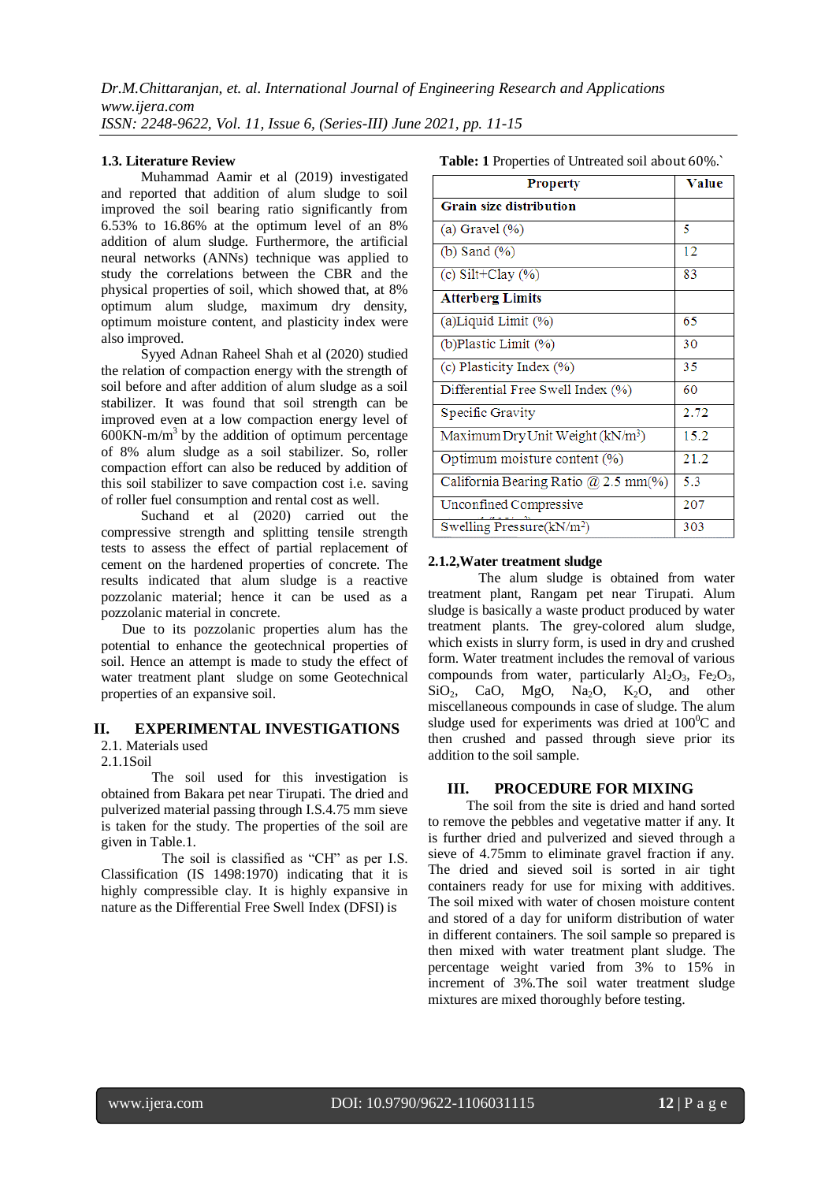### 1.3. Literature Review

Muhammad Aamir et al (2019) investigated and reported that addition of alum sludge to soil improved the soil bearing ratio significantly from 6.53% to 16.86% at the optimum level of an 8% addition of alum sludge. Furthermore, the artificial neural networks (ANNs) technique was applied to study the correlations between the CBR and the physical properties of soil, which showed that, at 8% optimum alum sludge, maximum dry density, optimum moisture content, and plasticity index were also improved.

Syyed Adnan Raheel Shah et al (2020) studied the relation of compaction energy with the strength of soil before and after addition of alum sludge as a soil stabilizer. It was found that soil strength can be improved even at a low compaction energy level of 600KN-m/$m^3$ by the addition of optimum percentage of 8% alum sludge as a soil stabilizer. So, roller compaction effort can also be reduced by addition of this soil stabilizer to save compaction cost i.e. saving of roller fuel consumption and rental cost as well.

Suchand et al (2020) carried out the compressive strength and splitting tensile strength tests to assess the effect of partial replacement of cement on the hardened properties of concrete. The results indicated that alum sludge is a reactive pozzolanic material; hence it can be used as a pozzolanic material in concrete.

Due to its pozzolanic properties alum has the potential to enhance the geotechnical properties of soil. Hence an attempt is made to study the effect of water treatment plant sludge on some Geotechnical properties of an expansive soil.

## II. EXPERIMENTAL INVESTIGATIONS

2.1. Materials used

2.1.1Soil

The soil used for this investigation is obtained from Bakara pet near Tirupati. The dried and pulverized material passing through I.S.4.75 mm sieve is taken for the study. The properties of the soil are given in Table.1.

The soil is classified as “CH” as per I.S. Classification (IS 1498:1970) indicating that it is highly compressible clay. It is highly expansive in nature as the Differential Free Swell Index (DFSI) is

**Table: 1** Properties of Untreated soil about 60%.`

| Property | Value |
|---|---|
| **Grain size distribution** | |
| (a) Gravel (%) | 5 |
| (b) Sand (%) | 12 |
| (c) Silt+Clay (%) | 83 |
| **Atterberg Limits** | |
| (a)Liquid Limit (%) | 65 |
| (b)Plastic Limit (%) | 30 |
| (c) Plasticity Index (%) | 35 |
| Differential Free Swell Index (%) | 60 |
| Specific Gravity | 2.72 |
| Maximum Dry Unit Weight (kN/$m^3$) | 15.2 |
| Optimum moisture content (%) | 21.2 |
| California Bearing Ratio @ 2.5 mm(%) | 5.3 |
| Unconfined Compressive | 207 |
| Swelling Pressure(kN/$m^2$) | 303 |

### 2.1.2,Water treatment sludge

The alum sludge is obtained from water treatment plant, Rangam pet near Tirupati. Alum sludge is basically a waste product produced by water treatment plants. The grey-colored alum sludge, which exists in slurry form, is used in dry and crushed form. Water treatment includes the removal of various compounds from water, particularly $Al_2O_3$, $Fe_2O_3$, $SiO_2$, CaO, MgO, $Na_2O$, $K_2O$, and other miscellaneous compounds in case of sludge. The alum sludge used for experiments was dried at $100^0$C and then crushed and passed through sieve prior its addition to the soil sample.

## III. PROCEDURE FOR MIXING

The soil from the site is dried and hand sorted to remove the pebbles and vegetative matter if any. It is further dried and pulverized and sieved through a sieve of 4.75mm to eliminate gravel fraction if any. The dried and sieved soil is sorted in air tight containers ready for use for mixing with additives. The soil mixed with water of chosen moisture content and stored of a day for uniform distribution of water in different containers. The soil sample so prepared is then mixed with water treatment plant sludge. The percentage weight varied from 3% to 15% in increment of 3%.The soil water treatment sludge mixtures are mixed thoroughly before testing.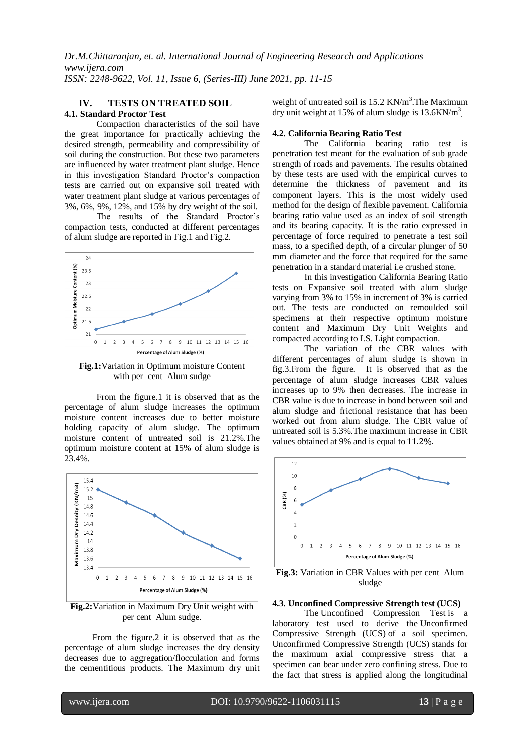## IV. TESTS ON TREATED SOIL

### 4.1. Standard Proctor Test

Compaction characteristics of the soil have the great importance for practically achieving the desired strength, permeability and compressibility of soil during the construction. But these two parameters are influenced by water treatment plant sludge. Hence in this investigation Standard Proctor's compaction tests are carried out on expansive soil treated with water treatment plant sludge at various percentages of 3%, 6%, 9%, 12%, and 15% by dry weight of the soil.

The results of the Standard Proctor's compaction tests, conducted at different percentages of alum sludge are reported in Fig.1 and Fig.2.

**Fig.1:** Variation in Optimum moisture Content with per cent Alum sudge

From the figure.1 it is observed that as the percentage of alum sludge increases the optimum moisture content increases due to better moisture holding capacity of alum sludge. The optimum moisture content of untreated soil is 21.2%. The optimum moisture content at 15% of alum sludge is 23.4%.

**Fig.2:** Variation in Maximum Dry Unit weight with per cent Alum sudge.

From the figure.2 it is observed that as the percentage of alum sludge increases the dry density decreases due to aggregation/flocculation and forms the cementitious products. The Maximum dry unit weight of untreated soil is 15.2 KN/m$^3$. The Maximum dry unit weight at 15% of alum sludge is 13.6KN/m$^3$.

### 4.2. California Bearing Ratio Test

The California bearing ratio test is penetration test meant for the evaluation of sub grade strength of roads and pavements. The results obtained by these tests are used with the empirical curves to determine the thickness of pavement and its component layers. This is the most widely used method for the design of flexible pavement. California bearing ratio value used as an index of soil strength and its bearing capacity. It is the ratio expressed in percentage of force required to penetrate a test soil mass, to a specified depth, of a circular plunger of 50 mm diameter and the force that required for the same penetration in a standard material i.e crushed stone.

In this investigation California Bearing Ratio tests on Expansive soil treated with alum sludge varying from 3% to 15% in increment of 3% is carried out. The tests are conducted on remoulded soil specimens at their respective optimum moisture content and Maximum Dry Unit Weights and compacted according to I.S. Light compaction.

The variation of the CBR values with different percentages of alum sludge is shown in fig.3.From the figure. It is observed that as the percentage of alum sludge increases CBR values increases up to 9% then decreases. The increase in CBR value is due to increase in bond between soil and alum sludge and frictional resistance that has been worked out from alum sludge. The CBR value of untreated soil is 5.3%.The maximum increase in CBR values obtained at 9% and is equal to 11.2%.

**Fig.3:** Variation in CBR Values with per cent Alum sludge

### 4.3. Unconfined Compressive Strength test (UCS)

The Unconfined Compression Test is a laboratory test used to derive the Unconfirmed Compressive Strength (UCS) of a soil specimen. Unconfirmed Compressive Strength (UCS) stands for the maximum axial compressive stress that a specimen can bear under zero confining stress. Due to the fact that stress is applied along the longitudinal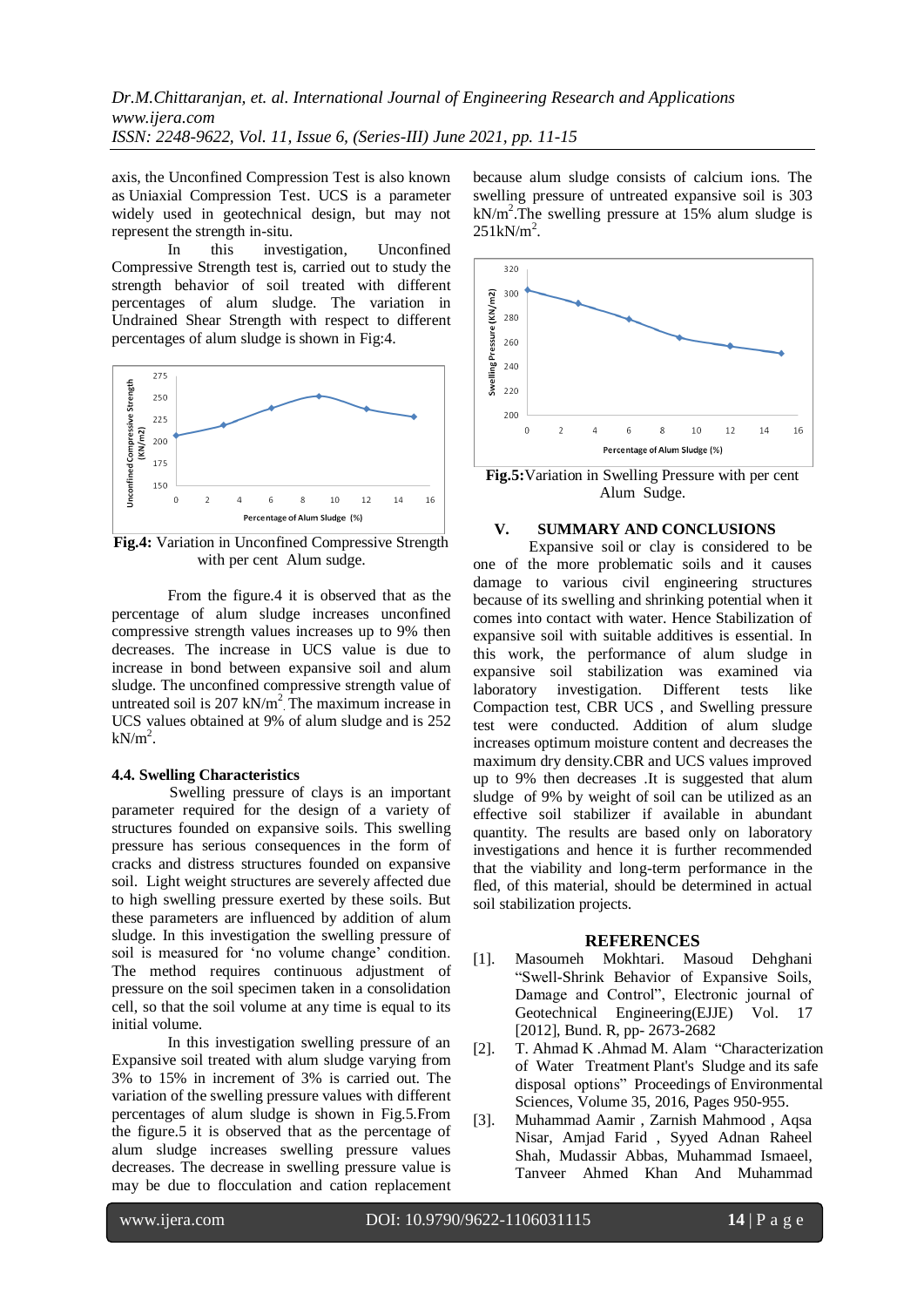axis, the Unconfined Compression Test is also known as Uniaxial Compression Test. UCS is a parameter widely used in geotechnical design, but may not represent the strength in-situ.

In this investigation, Unconfined Compressive Strength test is, carried out to study the strength behavior of soil treated with different percentages of alum sludge. The variation in Undrained Shear Strength with respect to different percentages of alum sludge is shown in Fig:4.

**Fig.4:** Variation in Unconfined Compressive Strength with per cent Alum sudge.

From the figure.4 it is observed that as the percentage of alum sludge increases unconfined compressive strength values increases up to 9% then decreases. The increase in UCS value is due to increase in bond between expansive soil and alum sludge. The unconfined compressive strength value of untreated soil is 207 $kN/m^2$. The maximum increase in UCS values obtained at 9% of alum sludge and is 252 $kN/m^2$.

### 4.4. Swelling Characteristics

Swelling pressure of clays is an important parameter required for the design of a variety of structures founded on expansive soils. This swelling pressure has serious consequences in the form of cracks and distress structures founded on expansive soil. Light weight structures are severely affected due to high swelling pressure exerted by these soils. But these parameters are influenced by addition of alum sludge. In this investigation the swelling pressure of soil is measured for 'no volume change' condition. The method requires continuous adjustment of pressure on the soil specimen taken in a consolidation cell, so that the soil volume at any time is equal to its initial volume.

In this investigation swelling pressure of an Expansive soil treated with alum sludge varying from 3% to 15% in increment of 3% is carried out. The variation of the swelling pressure values with different percentages of alum sludge is shown in Fig.5.From the figure.5 it is observed that as the percentage of alum sludge increases swelling pressure values decreases. The decrease in swelling pressure value is may be due to flocculation and cation replacement because alum sludge consists of calcium ions. The swelling pressure of untreated expansive soil is 303 $kN/m^2$.The swelling pressure at 15% alum sludge is 251$kN/m^2$.

**Fig.5:**Variation in Swelling Pressure with per cent Alum Sudge.

## V. SUMMARY AND CONCLUSIONS

Expansive soil or clay is considered to be one of the more problematic soils and it causes damage to various civil engineering structures because of its swelling and shrinking potential when it comes into contact with water. Hence Stabilization of expansive soil with suitable additives is essential. In this work, the performance of alum sludge in expansive soil stabilization was examined via laboratory investigation. Different tests like Compaction test, CBR UCS , and Swelling pressure test were conducted. Addition of alum sludge increases optimum moisture content and decreases the maximum dry density.CBR and UCS values improved up to 9% then decreases .It is suggested that alum sludge of 9% by weight of soil can be utilized as an effective soil stabilizer if available in abundant quantity. The results are based only on laboratory investigations and hence it is further recommended that the viability and long-term performance in the fled, of this material, should be determined in actual soil stabilization projects.

## REFERENCES

[1]. Masoumeh Mokhtari. Masoud Dehghani "Swell-Shrink Behavior of Expansive Soils, Damage and Control", Electronic journal of Geotechnical Engineering(EJJE) Vol. 17 [2012], Bund. R, pp- 2673-2682

[2]. T. Ahmad K .Ahmad M. Alam "Characterization of Water Treatment Plant's Sludge and its safe disposal options" Proceedings of Environmental Sciences, Volume 35, 2016, Pages 950-955.

[3]. Muhammad Aamir , Zarnish Mahmood , Aqsa Nisar, Amjad Farid , Syyed Adnan Raheel Shah, Mudassir Abbas, Muhammad Ismaeel, Tanveer Ahmed Khan And Muhammad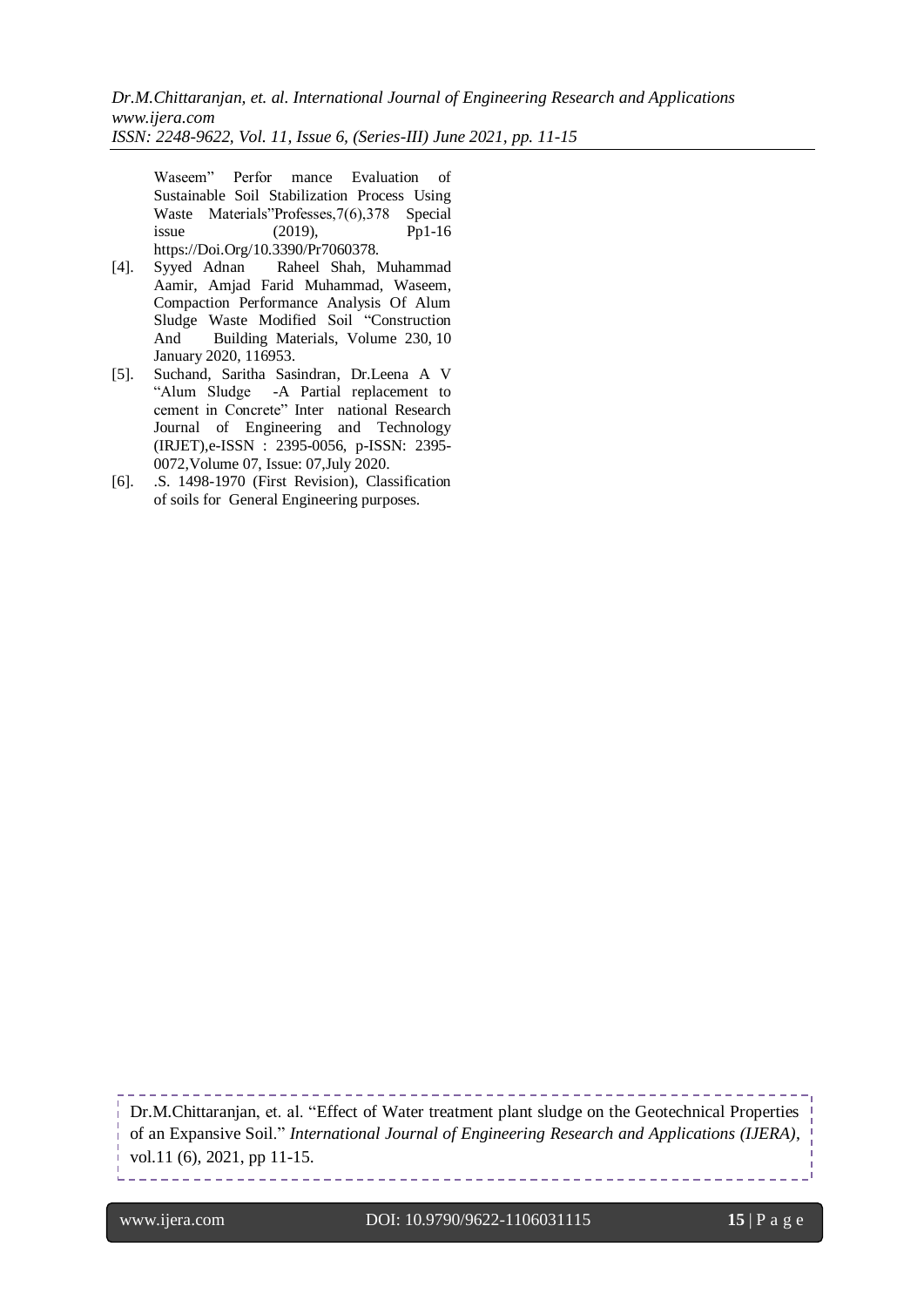Waseem" Perfor mance Evaluation of Sustainable Soil Stabilization Process Using Waste Materials"Professes,7(6),378 Special issue (2019), Pp1-16 https://Doi.Org/10.3390/Pr7060378.

[4]. Syyed Adnan Raheel Shah, Muhammad Aamir, Amjad Farid Muhammad, Waseem, Compaction Performance Analysis Of Alum Sludge Waste Modified Soil "Construction And Building Materials, Volume 230, 10 January 2020, 116953.

[5]. Suchand, Saritha Sasindran, Dr.Leena A V "Alum Sludge -A Partial replacement to cement in Concrete" Inter national Research Journal of Engineering and Technology (IRJET),e-ISSN : 2395-0056, p-ISSN: 2395-0072,Volume 07, Issue: 07,July 2020.

[6]. .S. 1498-1970 (First Revision), Classification of soils for General Engineering purposes.

Dr.M.Chittaranjan, et. al. "Effect of Water treatment plant sludge on the Geotechnical Properties of an Expansive Soil." *International Journal of Engineering Research and Applications (IJERA)*, vol.11 (6), 2021, pp 11-15.